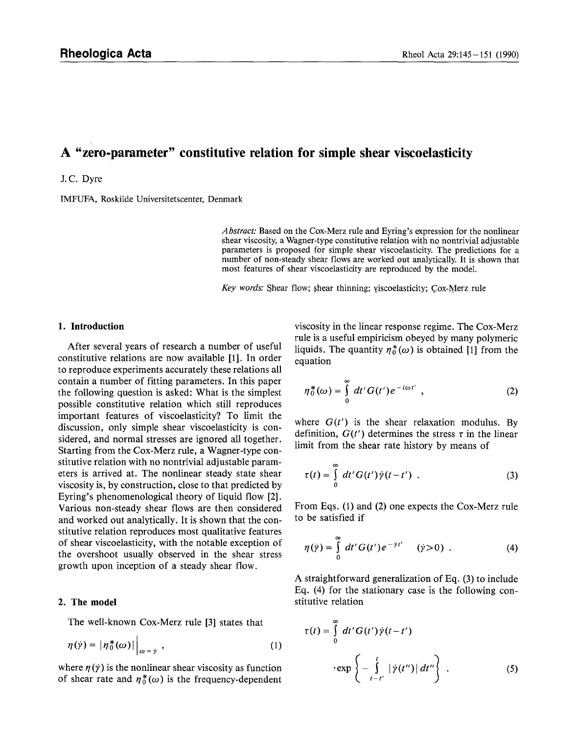# A "zero-parameter" constitutive relation for simple shear viscoelasticity

J. C. Dyre

IMFUFA, Roskilde Universitetscenter, Denmark

*Abstract:* Based on the Cox-Merz rule and Eyring's expression for the nonlinear shear viscosity, a Wagner-type constitutive relation with no nontrivial adjustable parameters is proposed for simple shear viscoelasticity. The predictions for a number of non-steady shear flows are worked out analytically. It is shown that most features of shear viscoelasticity are reproduced by the model.

*Key words:* Shear flow; shear thinning; viscoelasticity; Cox-Merz rule

## 1. Introduction

After several years of research a number of useful constitutive relations are now available [1]. In order to reproduce experiments accurately these relations all contain a number of fitting parameters. In this paper the following question is asked: What is the simplest possible constitutive relation which still reproduces important features of viscoelasticity? To limit the discussion, only simple shear viscoelasticity is considered, and normal stresses are ignored all together. Starting from the Cox-Merz rule, a Wagner-type constitutive relation with no nontrivial adjustable parameters is arrived at. The nonlinear steady state shear viscosity is, by construction, close to that predicted by Eyring's phenomenological theory of liquid flow [2]. Various non-steady shear flows are then considered and worked out analytically. It is shown that the constitutive relation reproduces most qualitative features of shear viscoelasticity, with the notable exception of the overshoot usually observed in the shear stress growth upon inception of a steady shear flow.

## 2. The model

The well-known Cox-Merz rule [3] states that

$$\eta(\dot{\gamma}) = |\eta_0^*(\omega)|\Big|_{\omega=\dot{\gamma}} , \tag{1}$$

where $\eta(\dot{\gamma})$ is the nonlinear shear viscosity as function of shear rate and $\eta_0^*(\omega)$ is the frequency-dependent viscosity in the linear response regime. The Cox-Merz rule is a useful empiricism obeyed by many polymeric liquids. The quantity $\eta_0^*(\omega)$ is obtained [1] from the equation

$$\eta_0^*(\omega) = \int_0^\infty dt' G(t') e^{-i\omega t'} , \tag{2}$$

where $G(t')$ is the shear relaxation modulus. By definition, $G(t')$ determines the stress $\tau$ in the linear limit from the shear rate history by means of

$$\tau(t) = \int_0^\infty dt' G(t') \dot{\gamma}(t-t') . \tag{3}$$

From Eqs. (1) and (2) one expects the Cox-Merz rule to be satisfied if

$$\eta(\dot{\gamma}) = \int_0^\infty dt' G(t') e^{-\dot{\gamma} t'} \quad (\dot{\gamma} > 0) . \tag{4}$$

A straightforward generalization of Eq. (3) to include Eq. (4) for the stationary case is the following constitutive relation

$$\tau(t) = \int_0^\infty dt' G(t') \dot{\gamma}(t-t') \cdot \exp\left\{ - \int_{t-t'}^{t} |\dot{\gamma}(t'')| \, dt'' \right\} . \tag{5}$$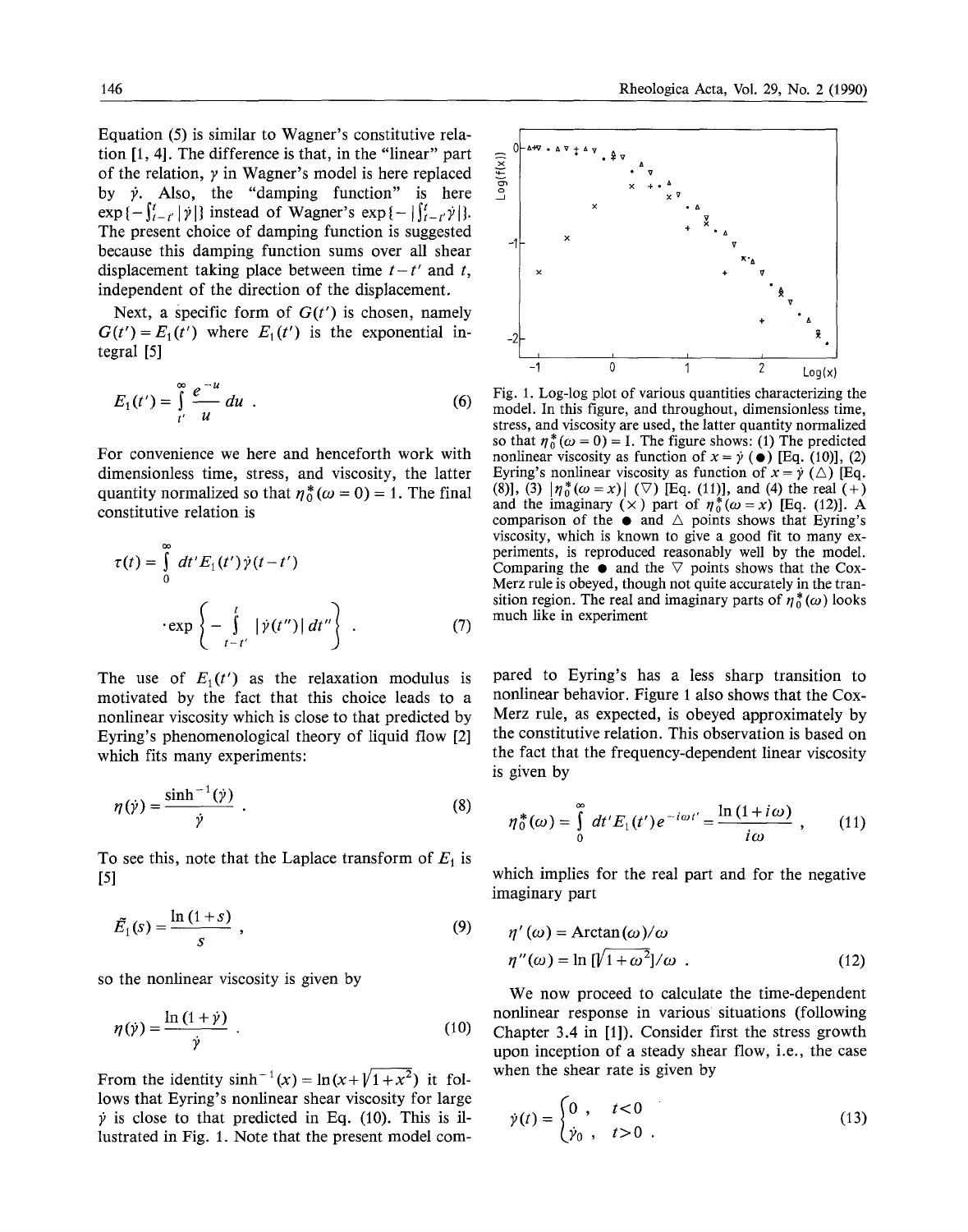Equation (5) is similar to Wagner's constitutive relation [1, 4]. The difference is that, in the "linear" part of the relation, $\gamma$ in Wagner's model is here replaced by $\dot{\gamma}$. Also, the "damping function" is here $\exp\{-\int_{t-t'}^{t}|\dot{\gamma}|\}$ instead of Wagner's $\exp\{-|\int_{t-t'}^{t}\dot{\gamma}|\}$. The present choice of damping function is suggested because this damping function sums over all shear displacement taking place between time $t-t'$ and $t$, independent of the direction of the displacement.

Next, a specific form of $G(t')$ is chosen, namely $G(t') = E_1(t')$ where $E_1(t')$ is the exponential integral [5]

$$E_1(t') = \int_{t'}^{\infty} \frac{e^{-u}}{u}\, du \ . \tag{6}$$

For convenience we here and henceforth work with dimensionless time, stress, and viscosity, the latter quantity normalized so that $\eta_0^*(\omega = 0) = 1$. The final constitutive relation is

$$\tau(t) = \int_0^{\infty} dt' E_1(t')\dot{\gamma}(t-t') \cdot \exp\left\{-\int_{t-t'}^{t} |\dot{\gamma}(t'')|\, dt''\right\} \ . \tag{7}$$

The use of $E_1(t')$ as the relaxation modulus is motivated by the fact that this choice leads to a nonlinear viscosity which is close to that predicted by Eyring's phenomenological theory of liquid flow [2] which fits many experiments:

$$\eta(\dot{\gamma}) = \frac{\sinh^{-1}(\dot{\gamma})}{\dot{\gamma}} \ . \tag{8}$$

To see this, note that the Laplace transform of $E_1$ is [5]

$$\tilde{E}_1(s) = \frac{\ln(1+s)}{s} \ , \tag{9}$$

so the nonlinear viscosity is given by

$$\eta(\dot{\gamma}) = \frac{\ln(1+\dot{\gamma})}{\dot{\gamma}} \ . \tag{10}$$

From the identity $\sinh^{-1}(x) = \ln(x + \sqrt{1+x^2})$ it follows that Eyring's nonlinear shear viscosity for large $\dot{\gamma}$ is close to that predicted in Eq. (10). This is illustrated in Fig. 1. Note that the present model compared to Eyring's has a less sharp transition to nonlinear behavior. Figure 1 also shows that the Cox-Merz rule, as expected, is obeyed approximately by the constitutive relation. This observation is based on the fact that the frequency-dependent linear viscosity is given by

Fig. 1. Log-log plot of various quantities characterizing the model. In this figure, and throughout, dimensionless time, stress, and viscosity are used, the latter quantity normalized so that $\eta_0^*(\omega = 0) = 1$. The figure shows: (1) The predicted nonlinear viscosity as function of $x = \dot{\gamma}$ (●) [Eq. (10)], (2) Eyring's nonlinear viscosity as function of $x = \dot{\gamma}$ (△) [Eq. (8)], (3) $|\eta_0^*(\omega = x)|$ (▽) [Eq. (11)], and (4) the real (+) and the imaginary (×) part of $\eta_0^*(\omega = x)$ [Eq. (12)]. A comparison of the ● and △ points shows that Eyring's viscosity, which is known to give a good fit to many experiments, is reproduced reasonably well by the model. Comparing the ● and the ▽ points shows that the Cox-Merz rule is obeyed, though not quite accurately in the transition region. The real and imaginary parts of $\eta_0^*(\omega)$ looks much like in experiment

$$\eta_0^*(\omega) = \int_0^{\infty} dt' E_1(t') e^{-i\omega t'} = \frac{\ln(1+i\omega)}{i\omega} \ , \tag{11}$$

which implies for the real part and for the negative imaginary part

$$\eta'(\omega) = \mathrm{Arctan}(\omega)/\omega$$
$$\eta''(\omega) = \ln[\sqrt{1+\omega^2}]/\omega \ . \tag{12}$$

We now proceed to calculate the time-dependent nonlinear response in various situations (following Chapter 3.4 in [1]). Consider first the stress growth upon inception of a steady shear flow, i.e., the case when the shear rate is given by

$$\dot{\gamma}(t) = \begin{cases} 0 \ , & t<0 \\ \dot{\gamma}_0 \ , & t>0 \ . \end{cases} \tag{13}$$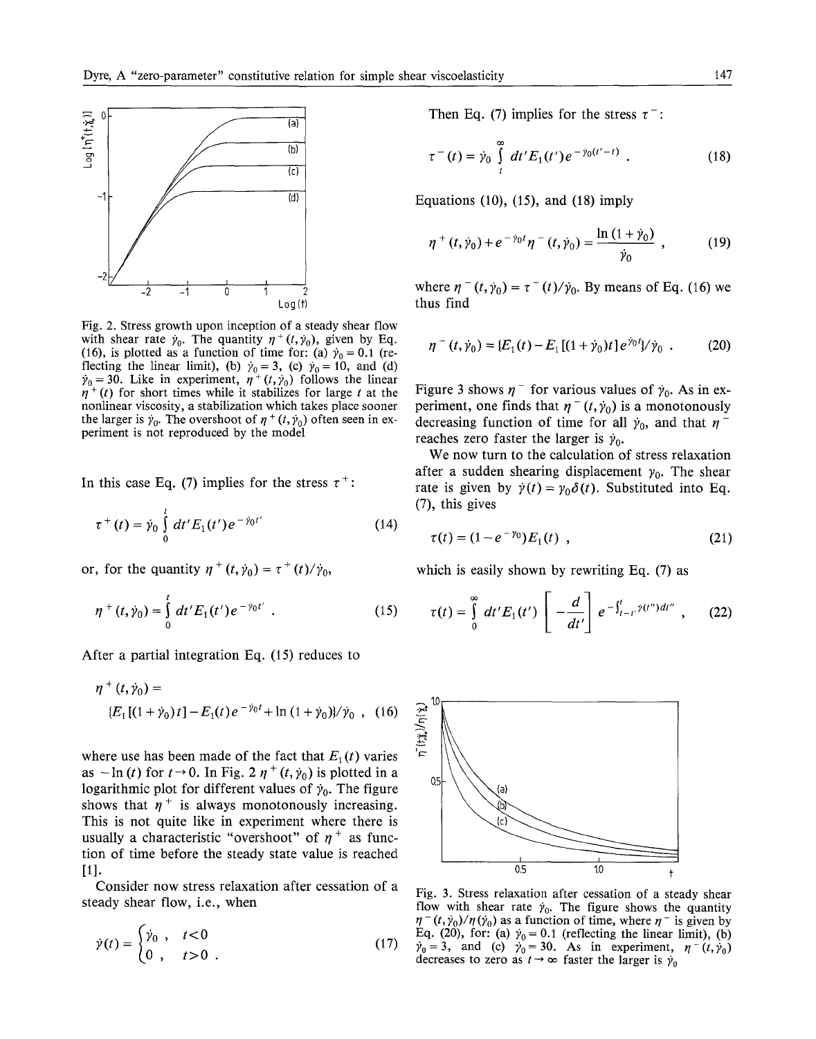Fig. 2. Stress growth upon inception of a steady shear flow with shear rate $\dot{\gamma}_0$. The quantity $\eta^+(t, \dot{\gamma}_0)$, given by Eq. (16), is plotted as a function of time for: (a) $\dot{\gamma}_0 = 0.1$ (reflecting the linear limit), (b) $\dot{\gamma}_0 = 3$, (c) $\dot{\gamma}_0 = 10$, and (d) $\dot{\gamma}_0 = 30$. Like in experiment, $\eta^+(t, \dot{\gamma}_0)$ follows the linear $\eta^+(t)$ for short times while it stabilizes for large $t$ at the nonlinear viscosity, a stabilization which takes place sooner the larger is $\dot{\gamma}_0$. The overshoot of $\eta^+(t, \dot{\gamma}_0)$ often seen in experiment is not reproduced by the model

In this case Eq. (7) implies for the stress $\tau^+$:

$$\tau^+(t) = \dot{\gamma}_0 \int_0^t dt' E_1(t') e^{-\dot{\gamma}_0 t'} \tag{14}$$

or, for the quantity $\eta^+(t, \dot{\gamma}_0) = \tau^+(t)/\dot{\gamma}_0$,

$$\eta^+(t, \dot{\gamma}_0) = \int_0^t dt' E_1(t') e^{-\dot{\gamma}_0 t'} . \tag{15}$$

After a partial integration Eq. (15) reduces to

$$\eta^+(t, \dot{\gamma}_0) = \{E_1[(1+\dot{\gamma}_0)t] - E_1(t) e^{-\dot{\gamma}_0 t} + \ln(1+\dot{\gamma}_0)\}/\dot{\gamma}_0 , \tag{16}$$

where use has been made of the fact that $E_1(t)$ varies as $-\ln(t)$ for $t \to 0$. In Fig. 2 $\eta^+(t, \dot{\gamma}_0)$ is plotted in a logarithmic plot for different values of $\dot{\gamma}_0$. The figure shows that $\eta^+$ is always monotonously increasing. This is not quite like in experiment where there is usually a characteristic "overshoot" of $\eta^+$ as function of time before the steady state value is reached [1].

Consider now stress relaxation after cessation of a steady shear flow, i.e., when

$$\dot{\gamma}(t) = \begin{cases} \dot{\gamma}_0 , & t < 0 \\ 0 , & t > 0 . \end{cases} \tag{17}$$

Then Eq. (7) implies for the stress $\tau^-$:

$$\tau^-(t) = \dot{\gamma}_0 \int_t^\infty dt' E_1(t') e^{-\dot{\gamma}_0 (t'-t)} . \tag{18}$$

Equations (10), (15), and (18) imply

$$\eta^+(t, \dot{\gamma}_0) + e^{-\dot{\gamma}_0 t} \eta^-(t, \dot{\gamma}_0) = \frac{\ln(1+\dot{\gamma}_0)}{\dot{\gamma}_0} , \tag{19}$$

where $\eta^-(t, \dot{\gamma}_0) = \tau^-(t)/\dot{\gamma}_0$. By means of Eq. (16) we thus find

$$\eta^-(t, \dot{\gamma}_0) = \{E_1(t) - E_1[(1+\dot{\gamma}_0)t] e^{\dot{\gamma}_0 t}\}/\dot{\gamma}_0 . \tag{20}$$

Figure 3 shows $\eta^-$ for various values of $\dot{\gamma}_0$. As in experiment, one finds that $\eta^-(t, \dot{\gamma}_0)$ is a monotonously decreasing function of time for all $\dot{\gamma}_0$, and that $\eta^-$ reaches zero faster the larger is $\dot{\gamma}_0$.

We now turn to the calculation of stress relaxation after a sudden shearing displacement $\gamma_0$. The shear rate is given by $\dot{\gamma}(t) = \gamma_0 \delta(t)$. Substituted into Eq. (7), this gives

$$\tau(t) = (1 - e^{-\gamma_0}) E_1(t) , \tag{21}$$

which is easily shown by rewriting Eq. (7) as

$$\tau(t) = \int_0^\infty dt' E_1(t') \left[ -\frac{d}{dt'} \right] e^{-\int_{t-t'}^{t} \dot{\gamma}(t'') dt''} , \tag{22}$$

Fig. 3. Stress relaxation after cessation of a steady shear flow with shear rate $\dot{\gamma}_0$. The figure shows the quantity $\eta^-(t, \dot{\gamma}_0)/\eta(\dot{\gamma}_0)$ as a function of time, where $\eta^-$ is given by Eq. (20), for: (a) $\dot{\gamma}_0 = 0.1$ (reflecting the linear limit), (b) $\dot{\gamma}_0 = 3$, and (c) $\dot{\gamma}_0 = 30$. As in experiment, $\eta^-(t, \dot{\gamma}_0)$ decreases to zero as $t \to \infty$ faster the larger is $\dot{\gamma}_0$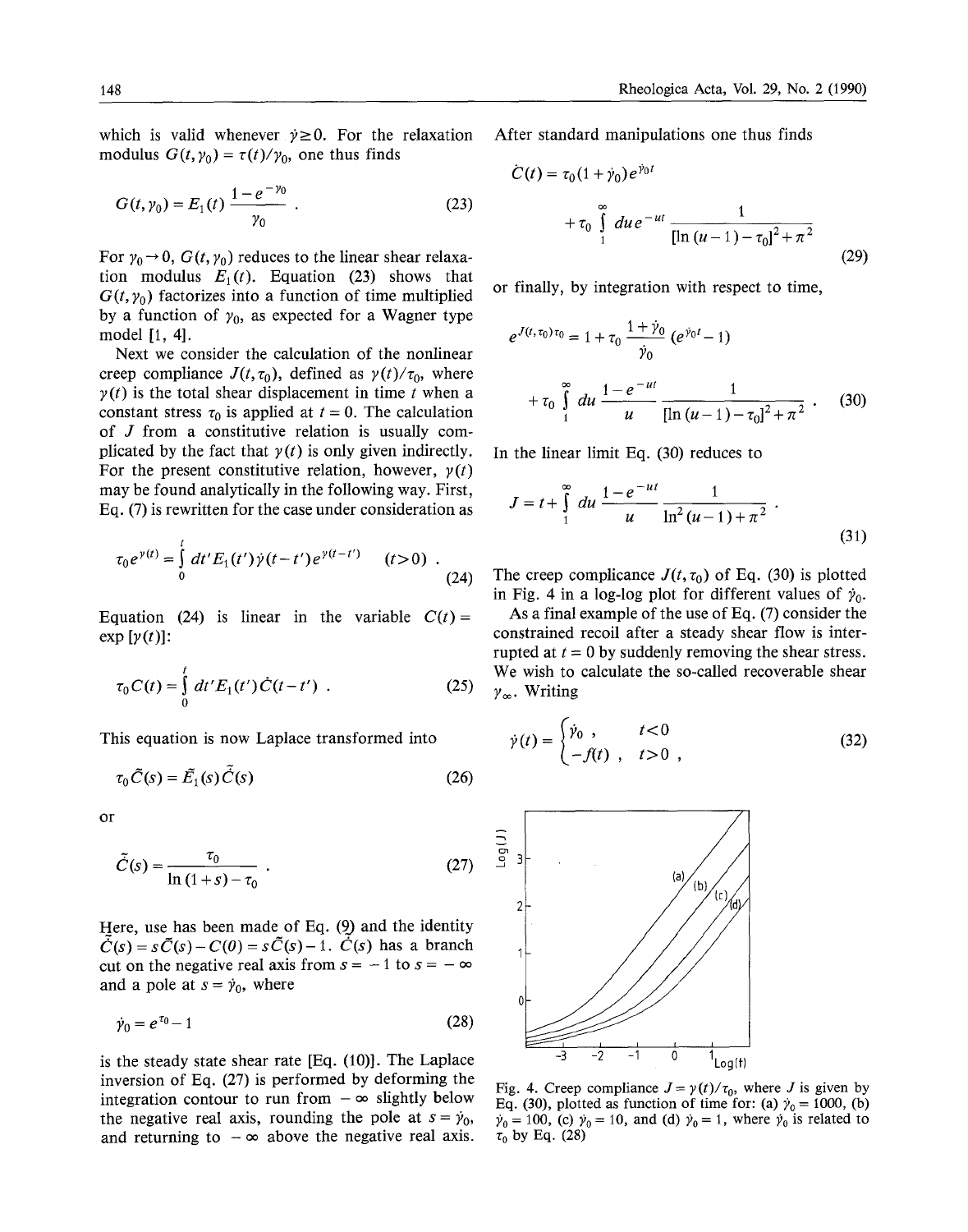which is valid whenever $\dot{\gamma} \geq 0$. For the relaxation modulus $G(t, \gamma_0) = \tau(t)/\gamma_0$, one thus finds

$$G(t, \gamma_0) = E_1(t) \frac{1 - e^{-\gamma_0}}{\gamma_0} . \tag{23}$$

For $\gamma_0 \to 0$, $G(t, \gamma_0)$ reduces to the linear shear relaxation modulus $E_1(t)$. Equation (23) shows that $G(t, \gamma_0)$ factorizes into a function of time multiplied by a function of $\gamma_0$, as expected for a Wagner type model [1, 4].

Next we consider the calculation of the nonlinear creep compliance $J(t, \tau_0)$, defined as $\gamma(t)/\tau_0$, where $\gamma(t)$ is the total shear displacement in time $t$ when a constant stress $\tau_0$ is applied at $t = 0$. The calculation of $J$ from a constitutive relation is usually complicated by the fact that $\gamma(t)$ is only given indirectly. For the present constitutive relation, however, $\gamma(t)$ may be found analytically in the following way. First, Eq. (7) is rewritten for the case under consideration as

$$\tau_0 e^{\gamma(t)} = \int_0^t dt' E_1(t') \dot{\gamma}(t - t') e^{\gamma(t - t')} \quad (t > 0) . \tag{24}$$

Equation (24) is linear in the variable $C(t) = \exp[\gamma(t)]$:

$$\tau_0 C(t) = \int_0^t dt' E_1(t') \dot{C}(t - t') . \tag{25}$$

This equation is now Laplace transformed into

$$\tau_0 \tilde{C}(s) = \tilde{E}_1(s) \tilde{\dot{C}}(s) \tag{26}$$

or

$$\tilde{\dot{C}}(s) = \frac{\tau_0}{\ln(1 + s) - \tau_0} . \tag{27}$$

Here, use has been made of Eq. (9) and the identity $\tilde{\dot{C}}(s) = s\tilde{C}(s) - C(0) = s\tilde{C}(s) - 1$. $\tilde{\dot{C}}(s)$ has a branch cut on the negative real axis from $s = -1$ to $s = -\infty$ and a pole at $s = \dot{\gamma}_0$, where

$$\dot{\gamma}_0 = e^{\tau_0} - 1 \tag{28}$$

is the steady state shear rate [Eq. (10)]. The Laplace inversion of Eq. (27) is performed by deforming the integration contour to run from $-\infty$ slightly below the negative real axis, rounding the pole at $s = \dot{\gamma}_0$, and returning to $-\infty$ above the negative real axis. After standard manipulations one thus finds

$$\dot{C}(t) = \tau_0 (1 + \dot{\gamma}_0) e^{\dot{\gamma}_0 t} + \tau_0 \int_1^\infty du\, e^{-ut} \frac{1}{[\ln(u - 1) - \tau_0]^2 + \pi^2} \tag{29}$$

or finally, by integration with respect to time,

$$e^{J(t, \tau_0)\tau_0} = 1 + \tau_0 \frac{1 + \dot{\gamma}_0}{\dot{\gamma}_0} (e^{\dot{\gamma}_0 t} - 1) + \tau_0 \int_1^\infty du \frac{1 - e^{-ut}}{u} \frac{1}{[\ln(u - 1) - \tau_0]^2 + \pi^2} . \tag{30}$$

In the linear limit Eq. (30) reduces to

$$J = t + \int_1^\infty du \frac{1 - e^{-ut}}{u} \frac{1}{\ln^2(u - 1) + \pi^2} . \tag{31}$$

The creep complicance $J(t, \tau_0)$ of Eq. (30) is plotted in Fig. 4 in a log-log plot for different values of $\dot{\gamma}_0$.

As a final example of the use of Eq. (7) consider the constrained recoil after a steady shear flow is interrupted at $t = 0$ by suddenly removing the shear stress. We wish to calculate the so-called recoverable shear $\gamma_\infty$. Writing

$$\dot{\gamma}(t) = \begin{cases} \dot{\gamma}_0 , & t < 0 \\ -f(t) , & t > 0 , \end{cases} \tag{32}$$

Fig. 4. Creep compliance $J = \gamma(t)/\tau_0$, where $J$ is given by Eq. (30), plotted as function of time for: (a) $\dot{\gamma}_0 = 1000$, (b) $\dot{\gamma}_0 = 100$, (c) $\dot{\gamma}_0 = 10$, and (d) $\dot{\gamma}_0 = 1$, where $\dot{\gamma}_0$ is related to $\tau_0$ by Eq. (28)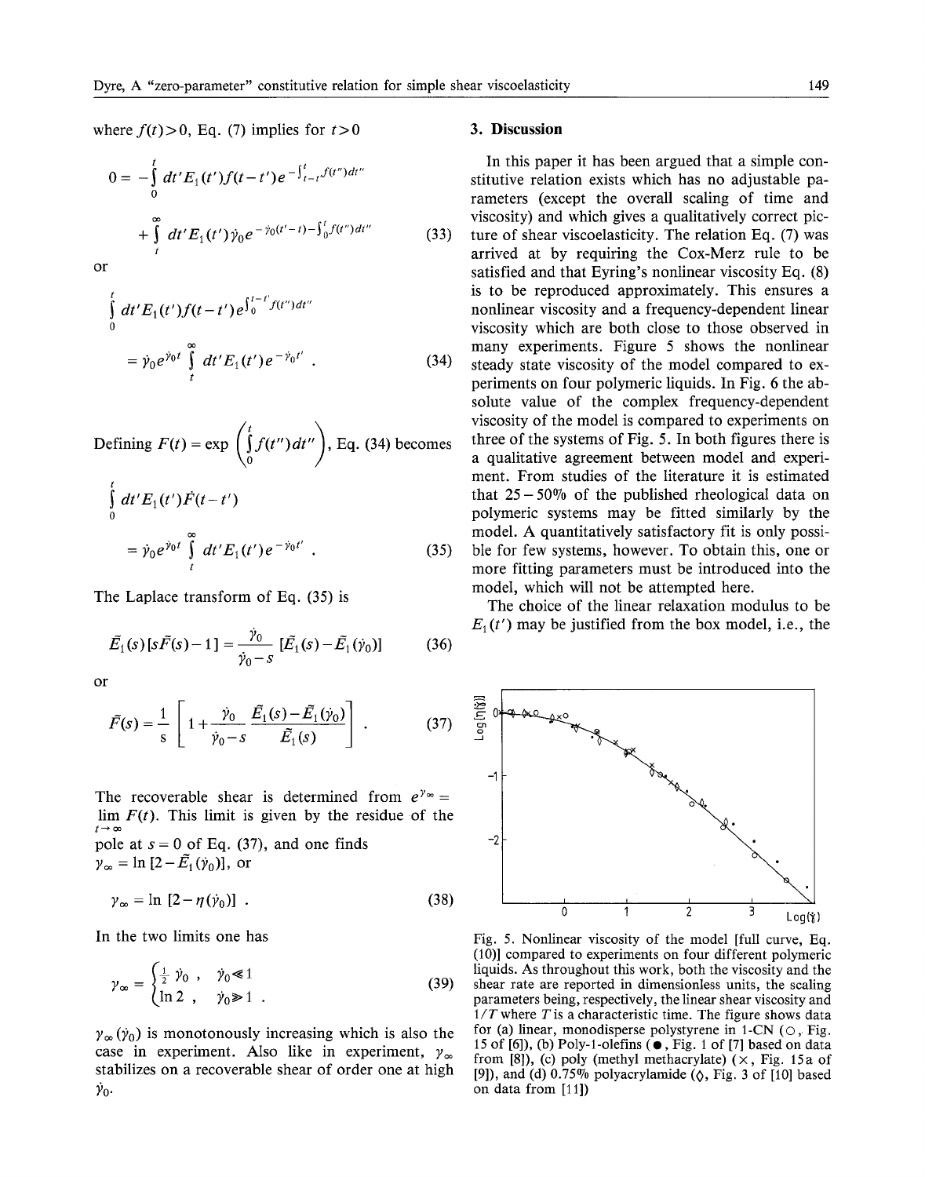where $f(t)>0$, Eq. (7) implies for $t>0$

$$0 = -\int_0^t dt' E_1(t') f(t-t') e^{-\int_{t-t'}^{t} f(t'')dt''} + \int_t^\infty dt' E_1(t') \dot{\gamma}_0 e^{-\dot{\gamma}_0(t'-t) - \int_0^t f(t'')dt''} \tag{33}$$

or

$$\int_0^t dt' E_1(t') f(t-t') e^{\int_0^{t-t'} f(t'')dt''} = \dot{\gamma}_0 e^{\dot{\gamma}_0 t} \int_t^\infty dt' E_1(t') e^{-\dot{\gamma}_0 t'} \,. \tag{34}$$

Defining $F(t) = \exp\left(\int_0^t f(t'')dt''\right)$, Eq. (34) becomes

$$\int_0^t dt' E_1(t') \dot{F}(t-t') = \dot{\gamma}_0 e^{\dot{\gamma}_0 t} \int_t^\infty dt' E_1(t') e^{-\dot{\gamma}_0 t'} \,. \tag{35}$$

The Laplace transform of Eq. (35) is

$$\tilde{E}_1(s)\,[s\tilde{F}(s) - 1] = \frac{\dot{\gamma}_0}{\dot{\gamma}_0 - s}\,[\tilde{E}_1(s) - \tilde{E}_1(\dot{\gamma}_0)] \tag{36}$$

or

$$\tilde{F}(s) = \frac{1}{s}\left[1 + \frac{\dot{\gamma}_0}{\dot{\gamma}_0 - s}\,\frac{\tilde{E}_1(s) - \tilde{E}_1(\dot{\gamma}_0)}{\tilde{E}_1(s)}\right] \,. \tag{37}$$

The recoverable shear is determined from $e^{\gamma_\infty} = \lim_{t\to\infty} F(t)$. This limit is given by the residue of the pole at $s=0$ of Eq. (37), and one finds $\gamma_\infty = \ln[2 - \tilde{E}_1(\dot{\gamma}_0)]$, or

$$\gamma_\infty = \ln[2 - \eta(\dot{\gamma}_0)] \,. \tag{38}$$

In the two limits one has

$$\gamma_\infty = \begin{cases} \frac{1}{2}\dot{\gamma}_0 \,, & \dot{\gamma}_0 \ll 1 \\ \ln 2 \,, & \dot{\gamma}_0 \gg 1 \,. \end{cases} \tag{39}$$

$\gamma_\infty(\dot{\gamma}_0)$ is monotonously increasing which is also the case in experiment. Also like in experiment, $\gamma_\infty$ stabilizes on a recoverable shear of order one at high $\dot{\gamma}_0$.

## 3. Discussion

In this paper it has been argued that a simple constitutive relation exists which has no adjustable parameters (except the overall scaling of time and viscosity) and which gives a qualitatively correct picture of shear viscoelasticity. The relation Eq. (7) was arrived at by requiring the Cox-Merz rule to be satisfied and that Eyring's nonlinear viscosity Eq. (8) is to be reproduced approximately. This ensures a nonlinear viscosity and a frequency-dependent linear viscosity which are both close to those observed in many experiments. Figure 5 shows the nonlinear steady state viscosity of the model compared to experiments on four polymeric liquids. In Fig. 6 the absolute value of the complex frequency-dependent viscosity of the model is compared to experiments on three of the systems of Fig. 5. In both figures there is a qualitative agreement between model and experiment. From studies of the literature it is estimated that 25–50% of the published rheological data on polymeric systems may be fitted similarly by the model. A quantitatively satisfactory fit is only possible for few systems, however. To obtain this, one or more fitting parameters must be introduced into the model, which will not be attempted here.

The choice of the linear relaxation modulus to be $E_1(t')$ may be justified from the box model, i.e., the

Fig. 5. Nonlinear viscosity of the model [full curve, Eq. (10)] compared to experiments on four different polymeric liquids. As throughout this work, both the viscosity and the shear rate are reported in dimensionless units, the scaling parameters being, respectively, the linear shear viscosity and $1/T$ where $T$ is a characteristic time. The figure shows data for (a) linear, monodisperse polystyrene in 1-CN (○, Fig. 15 of [6]), (b) Poly-1-olefins (●, Fig. 1 of [7] based on data from [8]), (c) poly (methyl methacrylate) (×, Fig. 15a of [9]), and (d) 0.75% polyacrylamide (◊, Fig. 3 of [10] based on data from [11])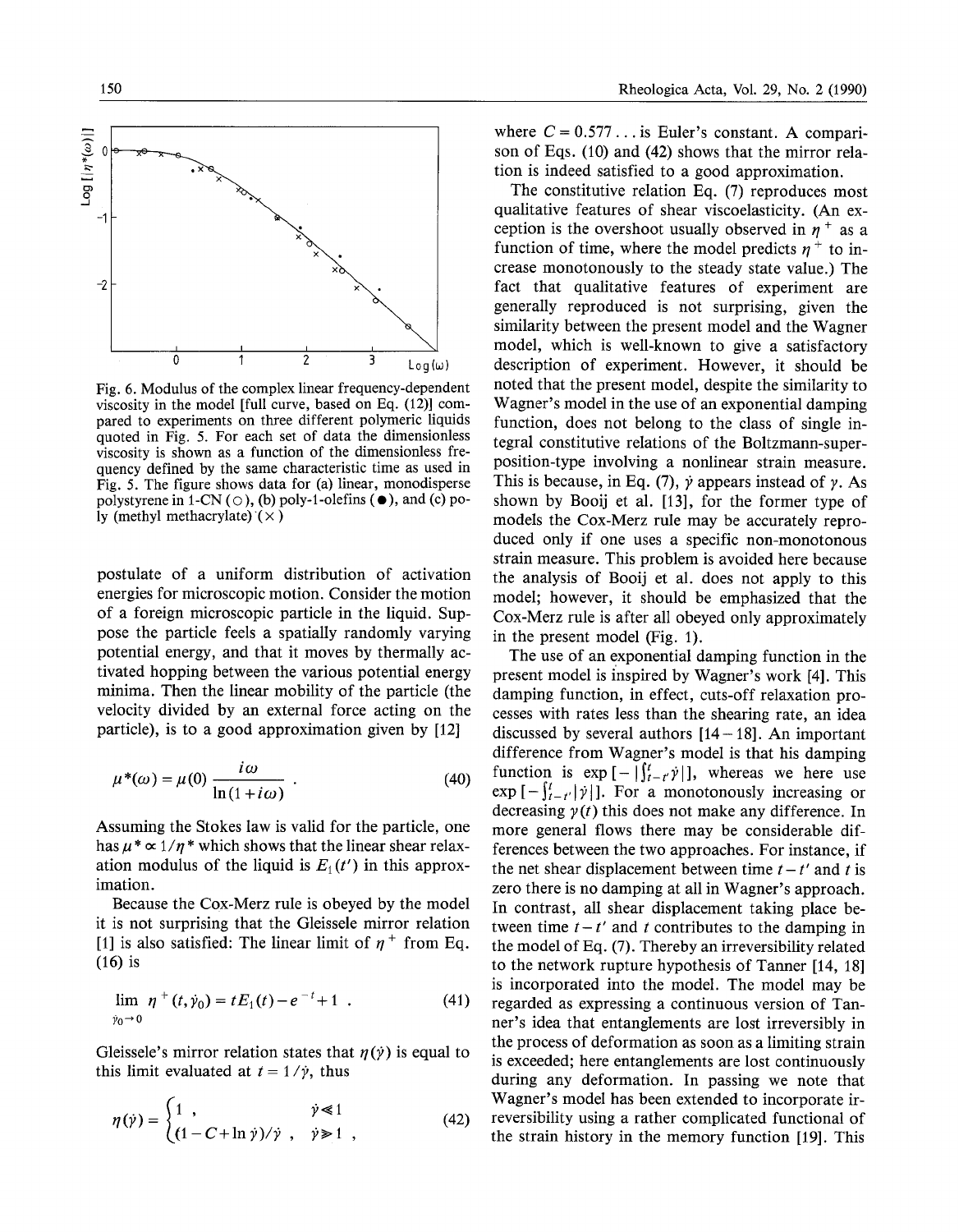Fig. 6. Modulus of the complex linear frequency-dependent viscosity in the model [full curve, based on Eq. (12)] compared to experiments on three different polymeric liquids quoted in Fig. 5. For each set of data the dimensionless viscosity is shown as a function of the dimensionless frequency defined by the same characteristic time as used in Fig. 5. The figure shows data for (a) linear, monodisperse polystyrene in 1-CN (○), (b) poly-1-olefins (●), and (c) poly (methyl methacrylate) (×)

postulate of a uniform distribution of activation energies for microscopic motion. Consider the motion of a foreign microscopic particle in the liquid. Suppose the particle feels a spatially randomly varying potential energy, and that it moves by thermally activated hopping between the various potential energy minima. Then the linear mobility of the particle (the velocity divided by an external force acting on the particle), is to a good approximation given by [12]

$$\mu^*(\omega) = \mu(0) \frac{i\omega}{\ln(1+i\omega)} \; . \tag{40}$$

Assuming the Stokes law is valid for the particle, one has $\mu^* \propto 1/\eta^*$ which shows that the linear shear relaxation modulus of the liquid is $E_1(t')$ in this approximation.

Because the Cox-Merz rule is obeyed by the model it is not surprising that the Gleissele mirror relation [1] is also satisfied: The linear limit of $\eta^+$ from Eq. (16) is

$$\lim_{\dot{\gamma}_0 \to 0} \eta^+(t, \dot{\gamma}_0) = tE_1(t) - e^{-t} + 1 \; . \tag{41}$$

Gleissele's mirror relation states that $\eta(\dot{\gamma})$ is equal to this limit evaluated at $t = 1/\dot{\gamma}$, thus

$$\eta(\dot{\gamma}) = \begin{cases} 1 \; , & \dot{\gamma} \ll 1 \\ (1 - C + \ln \dot{\gamma})/\dot{\gamma} \; , & \dot{\gamma} \gg 1 \; , \end{cases} \tag{42}$$

where $C = 0.577\ldots$ is Euler's constant. A comparison of Eqs. (10) and (42) shows that the mirror relation is indeed satisfied to a good approximation.

The constitutive relation Eq. (7) reproduces most qualitative features of shear viscoelasticity. (An exception is the overshoot usually observed in $\eta^+$ as a function of time, where the model predicts $\eta^+$ to increase monotonously to the steady state value.) The fact that qualitative features of experiment are generally reproduced is not surprising, given the similarity between the present model and the Wagner model, which is well-known to give a satisfactory description of experiment. However, it should be noted that the present model, despite the similarity to Wagner's model in the use of an exponential damping function, does not belong to the class of single integral constitutive relations of the Boltzmann-superposition-type involving a nonlinear strain measure. This is because, in Eq. (7), $\dot{\gamma}$ appears instead of $\gamma$. As shown by Booij et al. [13], for the former type of models the Cox-Merz rule may be accurately reproduced only if one uses a specific non-monotonous strain measure. This problem is avoided here because the analysis of Booij et al. does not apply to this model; however, it should be emphasized that the Cox-Merz rule is after all obeyed only approximately in the present model (Fig. 1).

The use of an exponential damping function in the present model is inspired by Wagner's work [4]. This damping function, in effect, cuts-off relaxation processes with rates less than the shearing rate, an idea discussed by several authors [14–18]. An important difference from Wagner's model is that his damping function is $\exp[-|\int_{t-t'}^{t} \dot{\gamma}|]$, whereas we here use $\exp[-\int_{t-t'}^{t} |\dot{\gamma}|]$. For a monotonously increasing or decreasing $\gamma(t)$ this does not make any difference. In more general flows there may be considerable differences between the two approaches. For instance, if the net shear displacement between time $t - t'$ and $t$ is zero there is no damping at all in Wagner's approach. In contrast, all shear displacement taking place between time $t - t'$ and $t$ contributes to the damping in the model of Eq. (7). Thereby an irreversibility related to the network rupture hypothesis of Tanner [14, 18] is incorporated into the model. The model may be regarded as expressing a continuous version of Tanner's idea that entanglements are lost irreversibly in the process of deformation as soon as a limiting strain is exceeded; here entanglements are lost continuously during any deformation. In passing we note that Wagner's model has been extended to incorporate irreversibility using a rather complicated functional of the strain history in the memory function [19]. This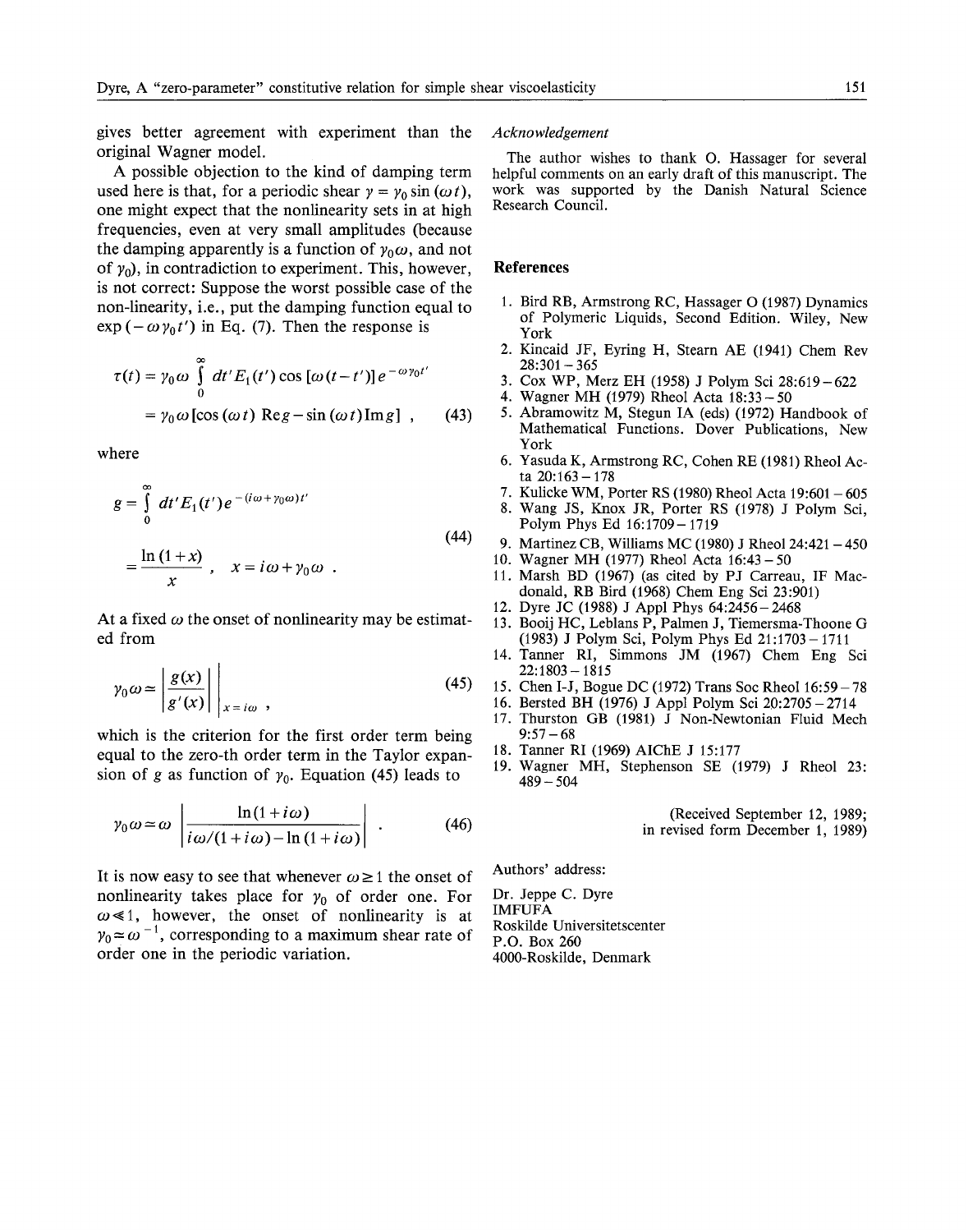gives better agreement with experiment than the original Wagner model.

A possible objection to the kind of damping term used here is that, for a periodic shear $\gamma = \gamma_0 \sin(\omega t)$, one might expect that the nonlinearity sets in at high frequencies, even at very small amplitudes (because the damping apparently is a function of $\gamma_0 \omega$, and not of $\gamma_0$), in contradiction to experiment. This, however, is not correct: Suppose the worst possible case of the non-linearity, i.e., put the damping function equal to $\exp(-\omega \gamma_0 t')$ in Eq. (7). Then the response is

$$\tau(t) = \gamma_0 \omega \int_0^\infty dt' E_1(t') \cos[\omega(t-t')] e^{-\omega \gamma_0 t'}$$
$$= \gamma_0 \omega [\cos(\omega t) \operatorname{Re} g - \sin(\omega t) \operatorname{Im} g] \;, \tag{43}$$

where

$$g = \int_0^\infty dt' E_1(t') e^{-(i\omega + \gamma_0 \omega)t'}$$
$$= \frac{\ln(1+x)}{x} \;, \quad x = i\omega + \gamma_0 \omega \;. \tag{44}$$

At a fixed $\omega$ the onset of nonlinearity may be estimated from

$$\gamma_0 \omega \simeq \left| \frac{g(x)}{g'(x)} \right| \Bigg|_{x = i\omega} \;, \tag{45}$$

which is the criterion for the first order term being equal to the zero-th order term in the Taylor expansion of $g$ as function of $\gamma_0$. Equation (45) leads to

$$\gamma_0 \omega = \omega \left| \frac{\ln(1+i\omega)}{i\omega/(1+i\omega) - \ln(1+i\omega)} \right| \;. \tag{46}$$

It is now easy to see that whenever $\omega \gtrsim 1$ the onset of nonlinearity takes place for $\gamma_0$ of order one. For $\omega \ll 1$, however, the onset of nonlinearity is at $\gamma_0 \simeq \omega^{-1}$, corresponding to a maximum shear rate of order one in the periodic variation.

*Acknowledgement*

The author wishes to thank O. Hassager for several helpful comments on an early draft of this manuscript. The work was supported by the Danish Natural Science Research Council.

## References

1. Bird RB, Armstrong RC, Hassager O (1987) Dynamics of Polymeric Liquids, Second Edition. Wiley, New York
2. Kincaid JF, Eyring H, Stearn AE (1941) Chem Rev 28:301–365
3. Cox WP, Merz EH (1958) J Polym Sci 28:619–622
4. Wagner MH (1979) Rheol Acta 18:33–50
5. Abramowitz M, Stegun IA (eds) (1972) Handbook of Mathematical Functions. Dover Publications, New York
6. Yasuda K, Armstrong RC, Cohen RE (1981) Rheol Acta 20:163–178
7. Kulicke WM, Porter RS (1980) Rheol Acta 19:601–605
8. Wang JS, Knox JR, Porter RS (1978) J Polym Sci, Polym Phys Ed 16:1709–1719
9. Martinez CB, Williams MC (1980) J Rheol 24:421–450
10. Wagner MH (1977) Rheol Acta 16:43–50
11. Marsh BD (1967) (as cited by PJ Carreau, IF Macdonald, RB Bird (1968) Chem Eng Sci 23:901)
12. Dyre JC (1988) J Appl Phys 64:2456–2468
13. Booij HC, Leblans P, Palmen J, Tiemersma-Thoone G (1983) J Polym Sci, Polym Phys Ed 21:1703–1711
14. Tanner RI, Simmons JM (1967) Chem Eng Sci 22:1803–1815
15. Chen I-J, Bogue DC (1972) Trans Soc Rheol 16:59–78
16. Bersted BH (1976) J Appl Polym Sci 20:2705–2714
17. Thurston GB (1981) J Non-Newtonian Fluid Mech 9:57–68
18. Tanner RI (1969) AIChE J 15:177
19. Wagner MH, Stephenson SE (1979) J Rheol 23: 489–504

(Received September 12, 1989;
in revised form December 1, 1989)

Authors' address:

Dr. Jeppe C. Dyre
IMFUFA
Roskilde Universitetscenter
P.O. Box 260
4000-Roskilde, Denmark